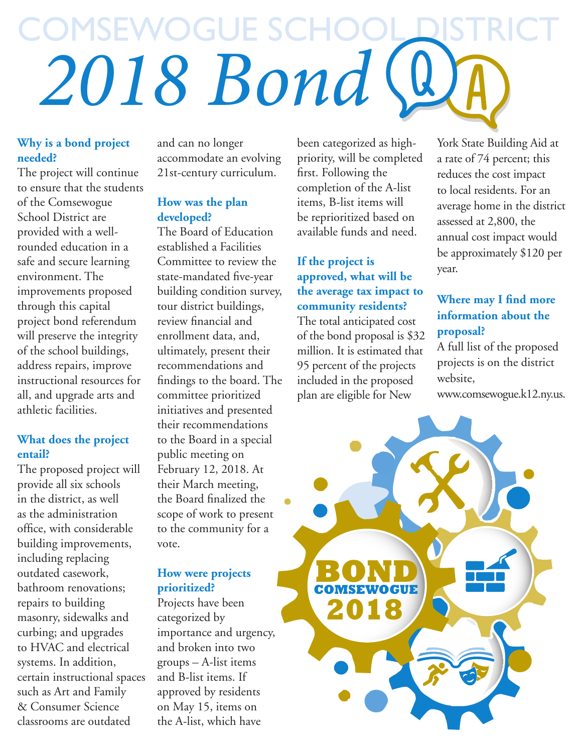# COMSEWOGUE SCHOOL DISTRICT

# *2018 Bond* Q A

### Why is a bond project needed?

The project will continue to ensure that the students of the Comsewogue School District are provided with a well-rounded education in a safe and secure learning environment. The improvements proposed through this capital project bond referendum will preserve the integrity of the school buildings, address repairs, improve instructional resources for all, and upgrade arts and athletic facilities.

### What does the project entail?

The proposed project will provide all six schools in the district, as well as the administration office, with considerable building improvements, including replacing outdated casework, bathroom renovations; repairs to building masonry, sidewalks and curbing; and upgrades to HVAC and electrical systems. In addition, certain instructional spaces such as Art and Family & Consumer Science classrooms are outdated and can no longer accommodate an evolving 21st-century curriculum.

### How was the plan developed?

The Board of Education established a Facilities Committee to review the state-mandated five-year building condition survey, tour district buildings, review financial and enrollment data, and, ultimately, present their recommendations and findings to the board. The committee prioritized initiatives and presented their recommendations to the Board in a special public meeting on February 12, 2018. At their March meeting, the Board finalized the scope of work to present to the community for a vote.

### How were projects prioritized?

Projects have been categorized by importance and urgency, and broken into two groups – A-list items and B-list items. If approved by residents on May 15, items on the A-list, which have been categorized as high-priority, will be completed first. Following the completion of the A-list items, B-list items will be reprioritized based on available funds and need.

### If the project is approved, what will be the average tax impact to community residents?

The total anticipated cost of the bond proposal is $32 million. It is estimated that 95 percent of the projects included in the proposed plan are eligible for New York State Building Aid at a rate of 74 percent; this reduces the cost impact to local residents. For an average home in the district assessed at 2,800, the annual cost impact would be approximately $120 per year.

### Where may I find more information about the proposal?

A full list of the proposed projects is on the district website, www.comsewogue.k12.ny.us.

BOND COMSEWOGUE 2018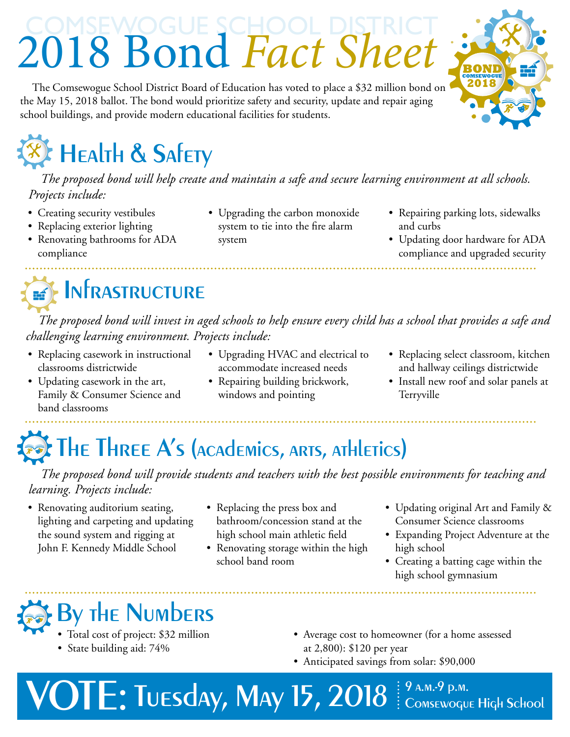COMSEWOGUE SCHOOL DISTRICT

# 2018 Bond *Fact Sheet*

The Comsewogue School District Board of Education has voted to place a $32 million bond on the May 15, 2018 ballot. The bond would prioritize safety and security, update and repair aging school buildings, and provide modern educational facilities for students.

BOND COMSEWOGUE 2018

## Health & Safety

*The proposed bond will help create and maintain a safe and secure learning environment at all schools. Projects include:*

- Creating security vestibules
- Replacing exterior lighting
- Renovating bathrooms for ADA compliance
- Upgrading the carbon monoxide system to tie into the fire alarm system
- Repairing parking lots, sidewalks and curbs
- Updating door hardware for ADA compliance and upgraded security

## Infrastructure

*The proposed bond will invest in aged schools to help ensure every child has a school that provides a safe and challenging learning environment. Projects include:*

- Replacing casework in instructional classrooms districtwide
- Updating casework in the art, Family & Consumer Science and band classrooms
- Upgrading HVAC and electrical to accommodate increased needs
- Repairing building brickwork, windows and pointing
- Replacing select classroom, kitchen and hallway ceilings districtwide
- Install new roof and solar panels at Terryville

## The Three A's (academics, arts, athletics)

*The proposed bond will provide students and teachers with the best possible environments for teaching and learning. Projects include:*

- Renovating auditorium seating, lighting and carpeting and updating the sound system and rigging at John F. Kennedy Middle School
- Replacing the press box and bathroom/concession stand at the high school main athletic field
- Renovating storage within the high school band room
- Updating original Art and Family & Consumer Science classrooms
- Expanding Project Adventure at the high school
- Creating a batting cage within the high school gymnasium

## By the Numbers

- Total cost of project: $32 million
- State building aid: 74%
- Average cost to homeowner (for a home assessed at 2,800): $120 per year
- Anticipated savings from solar: $90,000

**VOTE: Tuesday, May 15, 2018** | 9 a.m.-9 p.m. Comsewogue High School